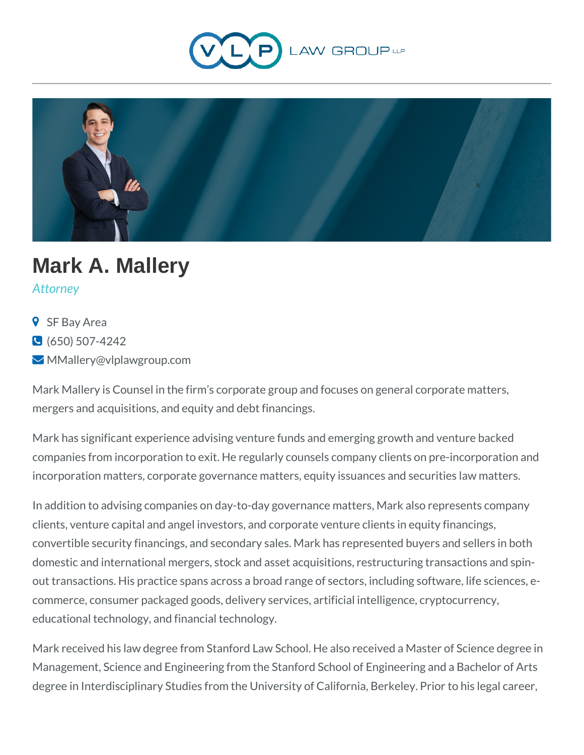# Mark A. Mallery

*Attorney*

- SF Bay Area
- (650) 507-4242
- MMallery@vlplawgroup.com

Mark Mallery is Counsel in the firm's corporate group and focuses on general corporate matters, mergers and acquisitions, and equity and debt financings.

Mark has significant experience advising venture funds and emerging growth and venture backed companies from incorporation to exit. He regularly counsels company clients on pre-incorporation and incorporation matters, corporate governance matters, equity issuances and securities law matters.

In addition to advising companies on day-to-day governance matters, Mark also represents company clients, venture capital and angel investors, and corporate venture clients in equity financings, convertible security financings, and secondary sales. Mark has represented buyers and sellers in both domestic and international mergers, stock and asset acquisitions, restructuring transactions and spin-out transactions. His practice spans across a broad range of sectors, including software, life sciences, e-commerce, consumer packaged goods, delivery services, artificial intelligence, cryptocurrency, educational technology, and financial technology.

Mark received his law degree from Stanford Law School. He also received a Master of Science degree in Management, Science and Engineering from the Stanford School of Engineering and a Bachelor of Arts degree in Interdisciplinary Studies from the University of California, Berkeley. Prior to his legal career,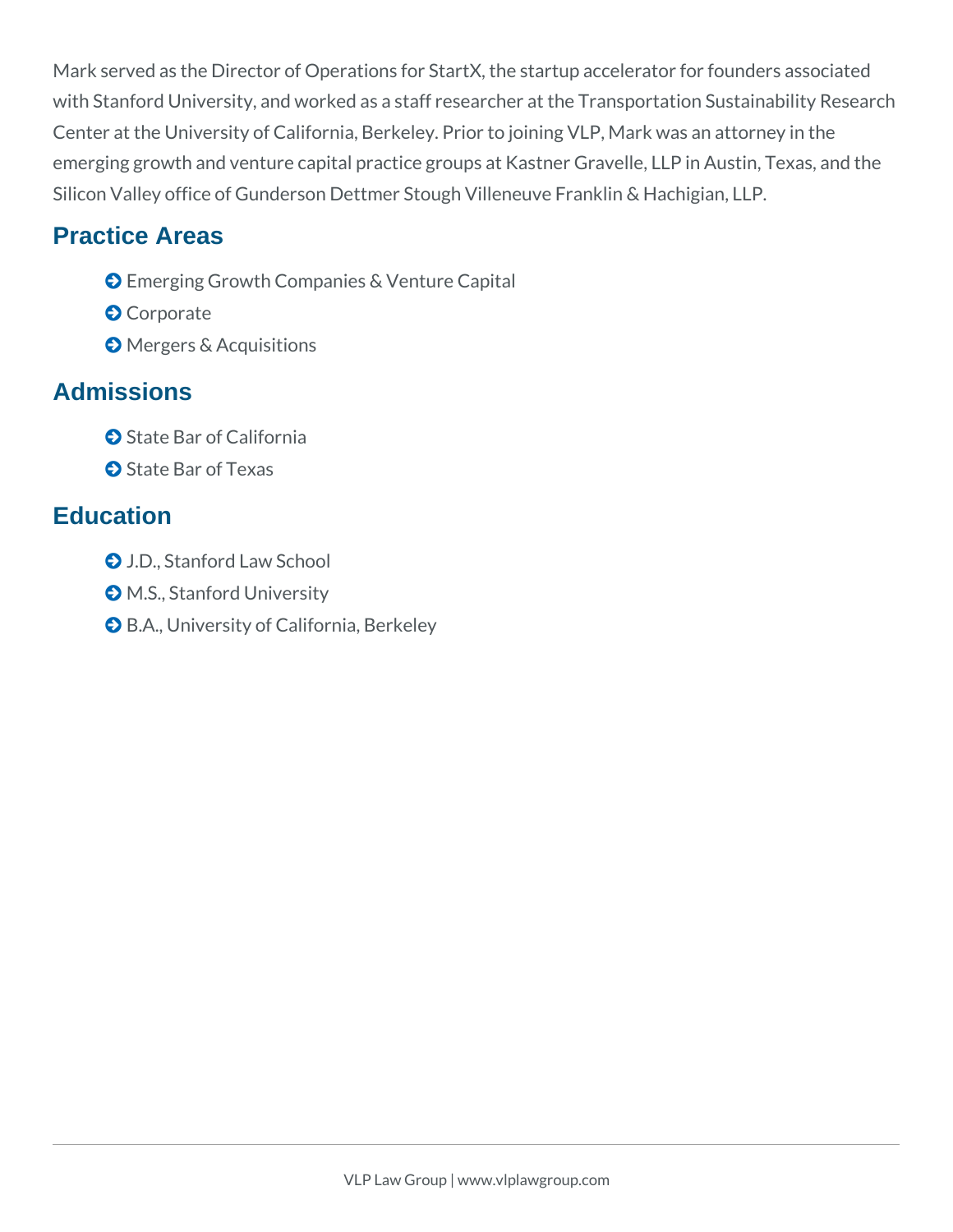Mark served as the Director of Operations for StartX, the startup accelerator for founders associated with Stanford University, and worked as a staff researcher at the Transportation Sustainability Research Center at the University of California, Berkeley. Prior to joining VLP, Mark was an attorney in the emerging growth and venture capital practice groups at Kastner Gravelle, LLP in Austin, Texas, and the Silicon Valley office of Gunderson Dettmer Stough Villeneuve Franklin & Hachigian, LLP.

## Practice Areas

- Emerging Growth Companies & Venture Capital
- Corporate
- Mergers & Acquisitions

## Admissions

- State Bar of California
- State Bar of Texas

## Education

- J.D., Stanford Law School
- M.S., Stanford University
- B.A., University of California, Berkeley